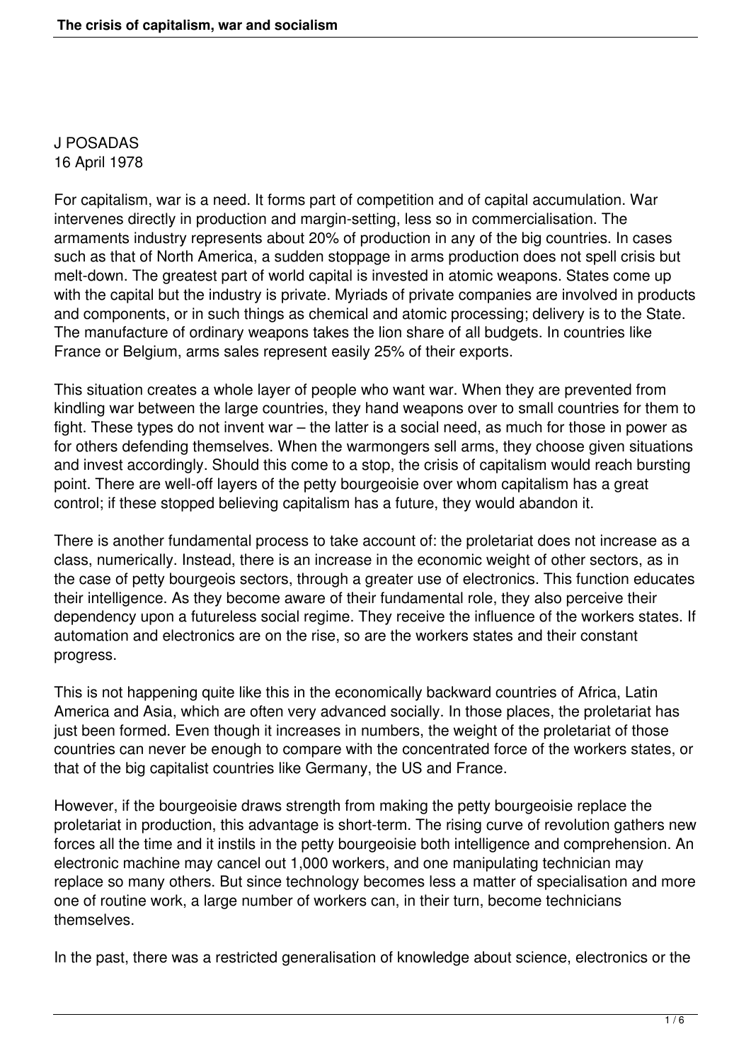J POSADAS
16 April 1978

For capitalism, war is a need. It forms part of competition and of capital accumulation. War intervenes directly in production and margin-setting, less so in commercialisation. The armaments industry represents about 20% of production in any of the big countries. In cases such as that of North America, a sudden stoppage in arms production does not spell crisis but melt-down. The greatest part of world capital is invested in atomic weapons. States come up with the capital but the industry is private. Myriads of private companies are involved in products and components, or in such things as chemical and atomic processing; delivery is to the State. The manufacture of ordinary weapons takes the lion share of all budgets. In countries like France or Belgium, arms sales represent easily 25% of their exports.

This situation creates a whole layer of people who want war. When they are prevented from kindling war between the large countries, they hand weapons over to small countries for them to fight. These types do not invent war – the latter is a social need, as much for those in power as for others defending themselves. When the warmongers sell arms, they choose given situations and invest accordingly. Should this come to a stop, the crisis of capitalism would reach bursting point. There are well-off layers of the petty bourgeoisie over whom capitalism has a great control; if these stopped believing capitalism has a future, they would abandon it.

There is another fundamental process to take account of: the proletariat does not increase as a class, numerically. Instead, there is an increase in the economic weight of other sectors, as in the case of petty bourgeois sectors, through a greater use of electronics. This function educates their intelligence. As they become aware of their fundamental role, they also perceive their dependency upon a futureless social regime. They receive the influence of the workers states. If automation and electronics are on the rise, so are the workers states and their constant progress.

This is not happening quite like this in the economically backward countries of Africa, Latin America and Asia, which are often very advanced socially. In those places, the proletariat has just been formed. Even though it increases in numbers, the weight of the proletariat of those countries can never be enough to compare with the concentrated force of the workers states, or that of the big capitalist countries like Germany, the US and France.

However, if the bourgeoisie draws strength from making the petty bourgeoisie replace the proletariat in production, this advantage is short-term. The rising curve of revolution gathers new forces all the time and it instils in the petty bourgeoisie both intelligence and comprehension. An electronic machine may cancel out 1,000 workers, and one manipulating technician may replace so many others. But since technology becomes less a matter of specialisation and more one of routine work, a large number of workers can, in their turn, become technicians themselves.

In the past, there was a restricted generalisation of knowledge about science, electronics or the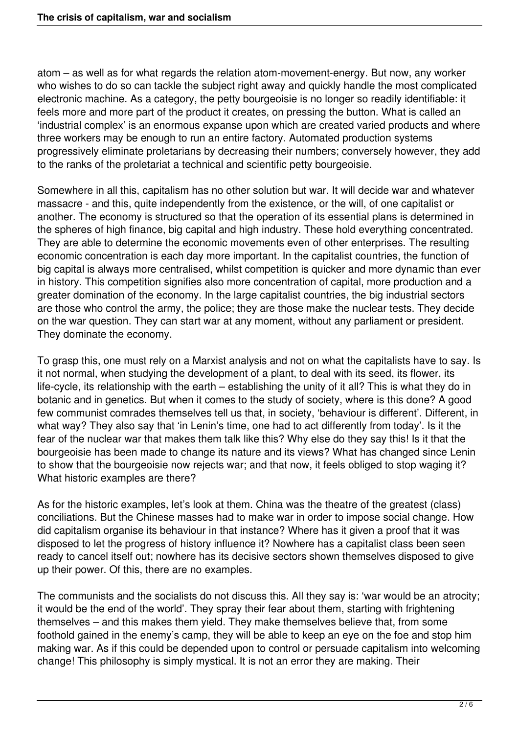atom – as well as for what regards the relation atom-movement-energy. But now, any worker who wishes to do so can tackle the subject right away and quickly handle the most complicated electronic machine. As a category, the petty bourgeoisie is no longer so readily identifiable: it feels more and more part of the product it creates, on pressing the button. What is called an 'industrial complex' is an enormous expanse upon which are created varied products and where three workers may be enough to run an entire factory. Automated production systems progressively eliminate proletarians by decreasing their numbers; conversely however, they add to the ranks of the proletariat a technical and scientific petty bourgeoisie.

Somewhere in all this, capitalism has no other solution but war. It will decide war and whatever massacre - and this, quite independently from the existence, or the will, of one capitalist or another. The economy is structured so that the operation of its essential plans is determined in the spheres of high finance, big capital and high industry. These hold everything concentrated. They are able to determine the economic movements even of other enterprises. The resulting economic concentration is each day more important. In the capitalist countries, the function of big capital is always more centralised, whilst competition is quicker and more dynamic than ever in history. This competition signifies also more concentration of capital, more production and a greater domination of the economy. In the large capitalist countries, the big industrial sectors are those who control the army, the police; they are those make the nuclear tests. They decide on the war question. They can start war at any moment, without any parliament or president. They dominate the economy.

To grasp this, one must rely on a Marxist analysis and not on what the capitalists have to say. Is it not normal, when studying the development of a plant, to deal with its seed, its flower, its life-cycle, its relationship with the earth – establishing the unity of it all? This is what they do in botanic and in genetics. But when it comes to the study of society, where is this done? A good few communist comrades themselves tell us that, in society, 'behaviour is different'. Different, in what way? They also say that 'in Lenin's time, one had to act differently from today'. Is it the fear of the nuclear war that makes them talk like this? Why else do they say this! Is it that the bourgeoisie has been made to change its nature and its views? What has changed since Lenin to show that the bourgeoisie now rejects war; and that now, it feels obliged to stop waging it? What historic examples are there?

As for the historic examples, let's look at them. China was the theatre of the greatest (class) conciliations. But the Chinese masses had to make war in order to impose social change. How did capitalism organise its behaviour in that instance? Where has it given a proof that it was disposed to let the progress of history influence it? Nowhere has a capitalist class been seen ready to cancel itself out; nowhere has its decisive sectors shown themselves disposed to give up their power. Of this, there are no examples.

The communists and the socialists do not discuss this. All they say is: 'war would be an atrocity; it would be the end of the world'. They spray their fear about them, starting with frightening themselves – and this makes them yield. They make themselves believe that, from some foothold gained in the enemy's camp, they will be able to keep an eye on the foe and stop him making war. As if this could be depended upon to control or persuade capitalism into welcoming change! This philosophy is simply mystical. It is not an error they are making. Their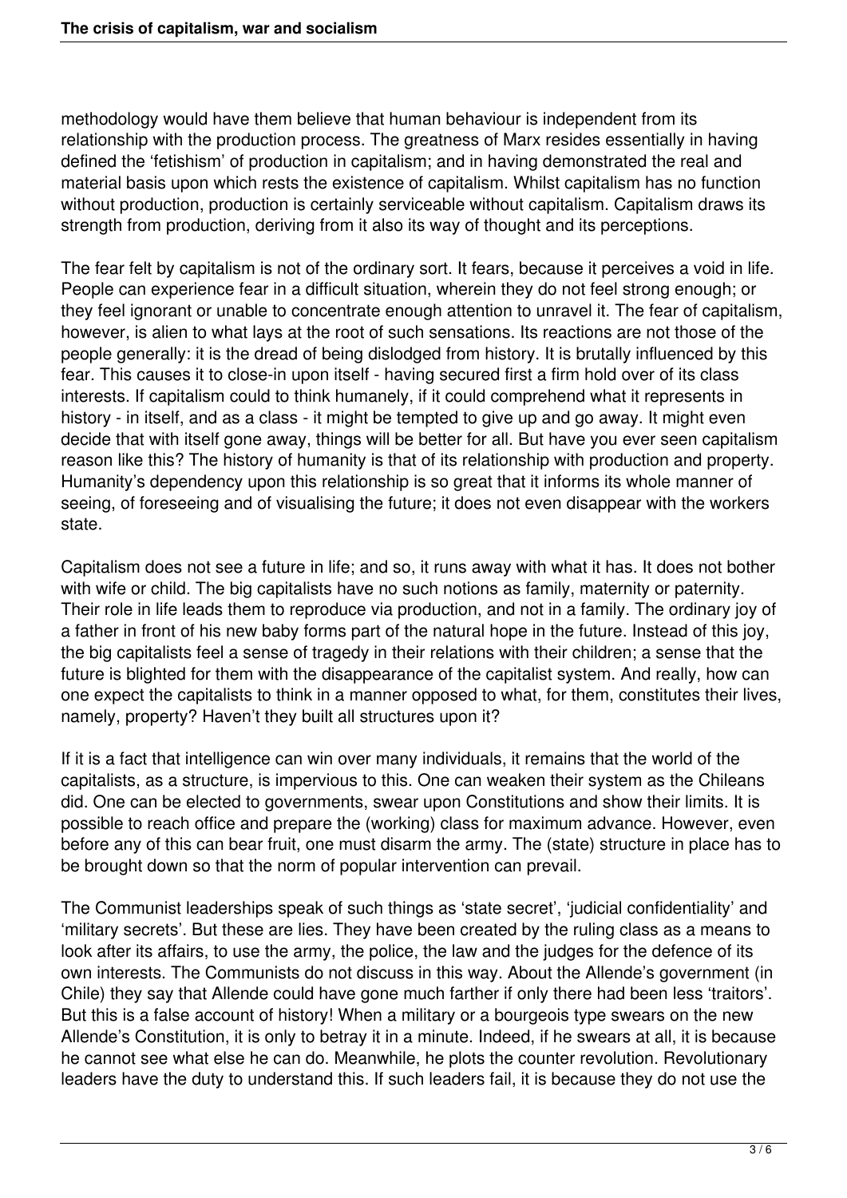methodology would have them believe that human behaviour is independent from its relationship with the production process. The greatness of Marx resides essentially in having defined the 'fetishism' of production in capitalism; and in having demonstrated the real and material basis upon which rests the existence of capitalism. Whilst capitalism has no function without production, production is certainly serviceable without capitalism. Capitalism draws its strength from production, deriving from it also its way of thought and its perceptions.

The fear felt by capitalism is not of the ordinary sort. It fears, because it perceives a void in life. People can experience fear in a difficult situation, wherein they do not feel strong enough; or they feel ignorant or unable to concentrate enough attention to unravel it. The fear of capitalism, however, is alien to what lays at the root of such sensations. Its reactions are not those of the people generally: it is the dread of being dislodged from history. It is brutally influenced by this fear. This causes it to close-in upon itself - having secured first a firm hold over of its class interests. If capitalism could to think humanely, if it could comprehend what it represents in history - in itself, and as a class - it might be tempted to give up and go away. It might even decide that with itself gone away, things will be better for all. But have you ever seen capitalism reason like this? The history of humanity is that of its relationship with production and property. Humanity's dependency upon this relationship is so great that it informs its whole manner of seeing, of foreseeing and of visualising the future; it does not even disappear with the workers state.

Capitalism does not see a future in life; and so, it runs away with what it has. It does not bother with wife or child. The big capitalists have no such notions as family, maternity or paternity. Their role in life leads them to reproduce via production, and not in a family. The ordinary joy of a father in front of his new baby forms part of the natural hope in the future. Instead of this joy, the big capitalists feel a sense of tragedy in their relations with their children; a sense that the future is blighted for them with the disappearance of the capitalist system. And really, how can one expect the capitalists to think in a manner opposed to what, for them, constitutes their lives, namely, property? Haven't they built all structures upon it?

If it is a fact that intelligence can win over many individuals, it remains that the world of the capitalists, as a structure, is impervious to this. One can weaken their system as the Chileans did. One can be elected to governments, swear upon Constitutions and show their limits. It is possible to reach office and prepare the (working) class for maximum advance. However, even before any of this can bear fruit, one must disarm the army. The (state) structure in place has to be brought down so that the norm of popular intervention can prevail.

The Communist leaderships speak of such things as 'state secret', 'judicial confidentiality' and 'military secrets'. But these are lies. They have been created by the ruling class as a means to look after its affairs, to use the army, the police, the law and the judges for the defence of its own interests. The Communists do not discuss in this way. About the Allende's government (in Chile) they say that Allende could have gone much farther if only there had been less 'traitors'. But this is a false account of history! When a military or a bourgeois type swears on the new Allende's Constitution, it is only to betray it in a minute. Indeed, if he swears at all, it is because he cannot see what else he can do. Meanwhile, he plots the counter revolution. Revolutionary leaders have the duty to understand this. If such leaders fail, it is because they do not use the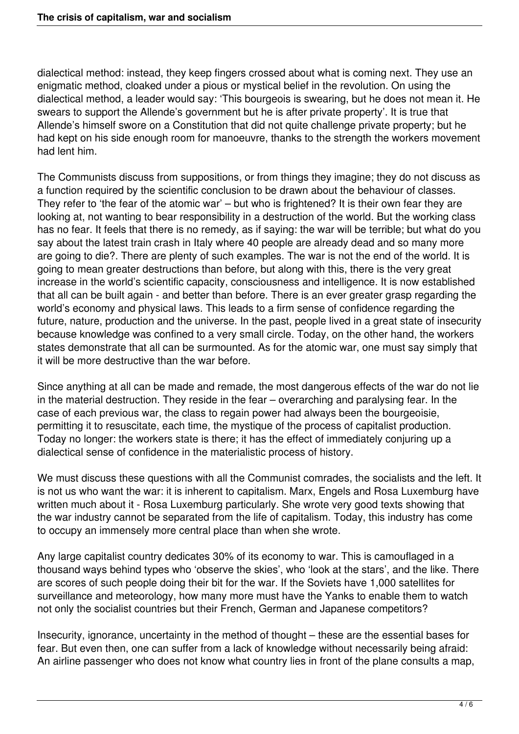dialectical method: instead, they keep fingers crossed about what is coming next. They use an enigmatic method, cloaked under a pious or mystical belief in the revolution. On using the dialectical method, a leader would say: 'This bourgeois is swearing, but he does not mean it. He swears to support the Allende's government but he is after private property'. It is true that Allende's himself swore on a Constitution that did not quite challenge private property; but he had kept on his side enough room for manoeuvre, thanks to the strength the workers movement had lent him.

The Communists discuss from suppositions, or from things they imagine; they do not discuss as a function required by the scientific conclusion to be drawn about the behaviour of classes. They refer to 'the fear of the atomic war' – but who is frightened? It is their own fear they are looking at, not wanting to bear responsibility in a destruction of the world. But the working class has no fear. It feels that there is no remedy, as if saying: the war will be terrible; but what do you say about the latest train crash in Italy where 40 people are already dead and so many more are going to die?. There are plenty of such examples. The war is not the end of the world. It is going to mean greater destructions than before, but along with this, there is the very great increase in the world's scientific capacity, consciousness and intelligence. It is now established that all can be built again - and better than before. There is an ever greater grasp regarding the world's economy and physical laws. This leads to a firm sense of confidence regarding the future, nature, production and the universe. In the past, people lived in a great state of insecurity because knowledge was confined to a very small circle. Today, on the other hand, the workers states demonstrate that all can be surmounted. As for the atomic war, one must say simply that it will be more destructive than the war before.

Since anything at all can be made and remade, the most dangerous effects of the war do not lie in the material destruction. They reside in the fear – overarching and paralysing fear. In the case of each previous war, the class to regain power had always been the bourgeoisie, permitting it to resuscitate, each time, the mystique of the process of capitalist production. Today no longer: the workers state is there; it has the effect of immediately conjuring up a dialectical sense of confidence in the materialistic process of history.

We must discuss these questions with all the Communist comrades, the socialists and the left. It is not us who want the war: it is inherent to capitalism. Marx, Engels and Rosa Luxemburg have written much about it - Rosa Luxemburg particularly. She wrote very good texts showing that the war industry cannot be separated from the life of capitalism. Today, this industry has come to occupy an immensely more central place than when she wrote.

Any large capitalist country dedicates 30% of its economy to war. This is camouflaged in a thousand ways behind types who 'observe the skies', who 'look at the stars', and the like. There are scores of such people doing their bit for the war. If the Soviets have 1,000 satellites for surveillance and meteorology, how many more must have the Yanks to enable them to watch not only the socialist countries but their French, German and Japanese competitors?

Insecurity, ignorance, uncertainty in the method of thought – these are the essential bases for fear. But even then, one can suffer from a lack of knowledge without necessarily being afraid: An airline passenger who does not know what country lies in front of the plane consults a map,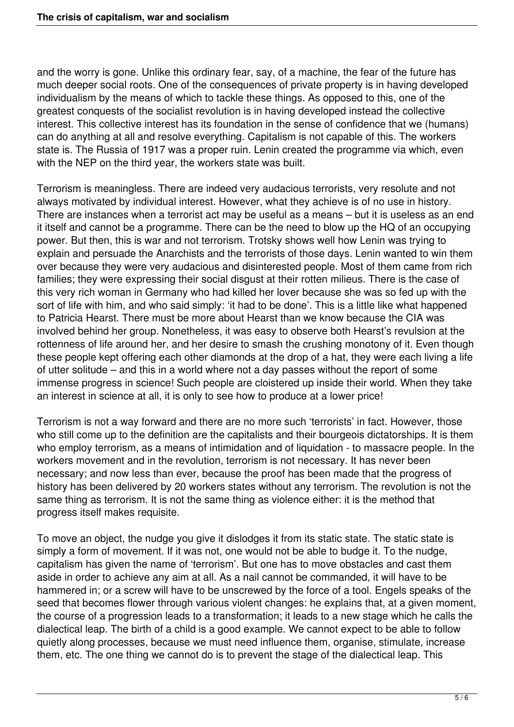and the worry is gone. Unlike this ordinary fear, say, of a machine, the fear of the future has much deeper social roots. One of the consequences of private property is in having developed individualism by the means of which to tackle these things. As opposed to this, one of the greatest conquests of the socialist revolution is in having developed instead the collective interest. This collective interest has its foundation in the sense of confidence that we (humans) can do anything at all and resolve everything. Capitalism is not capable of this. The workers state is. The Russia of 1917 was a proper ruin. Lenin created the programme via which, even with the NEP on the third year, the workers state was built.

Terrorism is meaningless. There are indeed very audacious terrorists, very resolute and not always motivated by individual interest. However, what they achieve is of no use in history. There are instances when a terrorist act may be useful as a means – but it is useless as an end it itself and cannot be a programme. There can be the need to blow up the HQ of an occupying power. But then, this is war and not terrorism. Trotsky shows well how Lenin was trying to explain and persuade the Anarchists and the terrorists of those days. Lenin wanted to win them over because they were very audacious and disinterested people. Most of them came from rich families; they were expressing their social disgust at their rotten milieus. There is the case of this very rich woman in Germany who had killed her lover because she was so fed up with the sort of life with him, and who said simply: 'it had to be done'. This is a little like what happened to Patricia Hearst. There must be more about Hearst than we know because the CIA was involved behind her group. Nonetheless, it was easy to observe both Hearst's revulsion at the rottenness of life around her, and her desire to smash the crushing monotony of it. Even though these people kept offering each other diamonds at the drop of a hat, they were each living a life of utter solitude – and this in a world where not a day passes without the report of some immense progress in science! Such people are cloistered up inside their world. When they take an interest in science at all, it is only to see how to produce at a lower price!

Terrorism is not a way forward and there are no more such 'terrorists' in fact. However, those who still come up to the definition are the capitalists and their bourgeois dictatorships. It is them who employ terrorism, as a means of intimidation and of liquidation - to massacre people. In the workers movement and in the revolution, terrorism is not necessary. It has never been necessary; and now less than ever, because the proof has been made that the progress of history has been delivered by 20 workers states without any terrorism. The revolution is not the same thing as terrorism. It is not the same thing as violence either: it is the method that progress itself makes requisite.

To move an object, the nudge you give it dislodges it from its static state. The static state is simply a form of movement. If it was not, one would not be able to budge it. To the nudge, capitalism has given the name of 'terrorism'. But one has to move obstacles and cast them aside in order to achieve any aim at all. As a nail cannot be commanded, it will have to be hammered in; or a screw will have to be unscrewed by the force of a tool. Engels speaks of the seed that becomes flower through various violent changes: he explains that, at a given moment, the course of a progression leads to a transformation; it leads to a new stage which he calls the dialectical leap. The birth of a child is a good example. We cannot expect to be able to follow quietly along processes, because we must need influence them, organise, stimulate, increase them, etc. The one thing we cannot do is to prevent the stage of the dialectical leap. This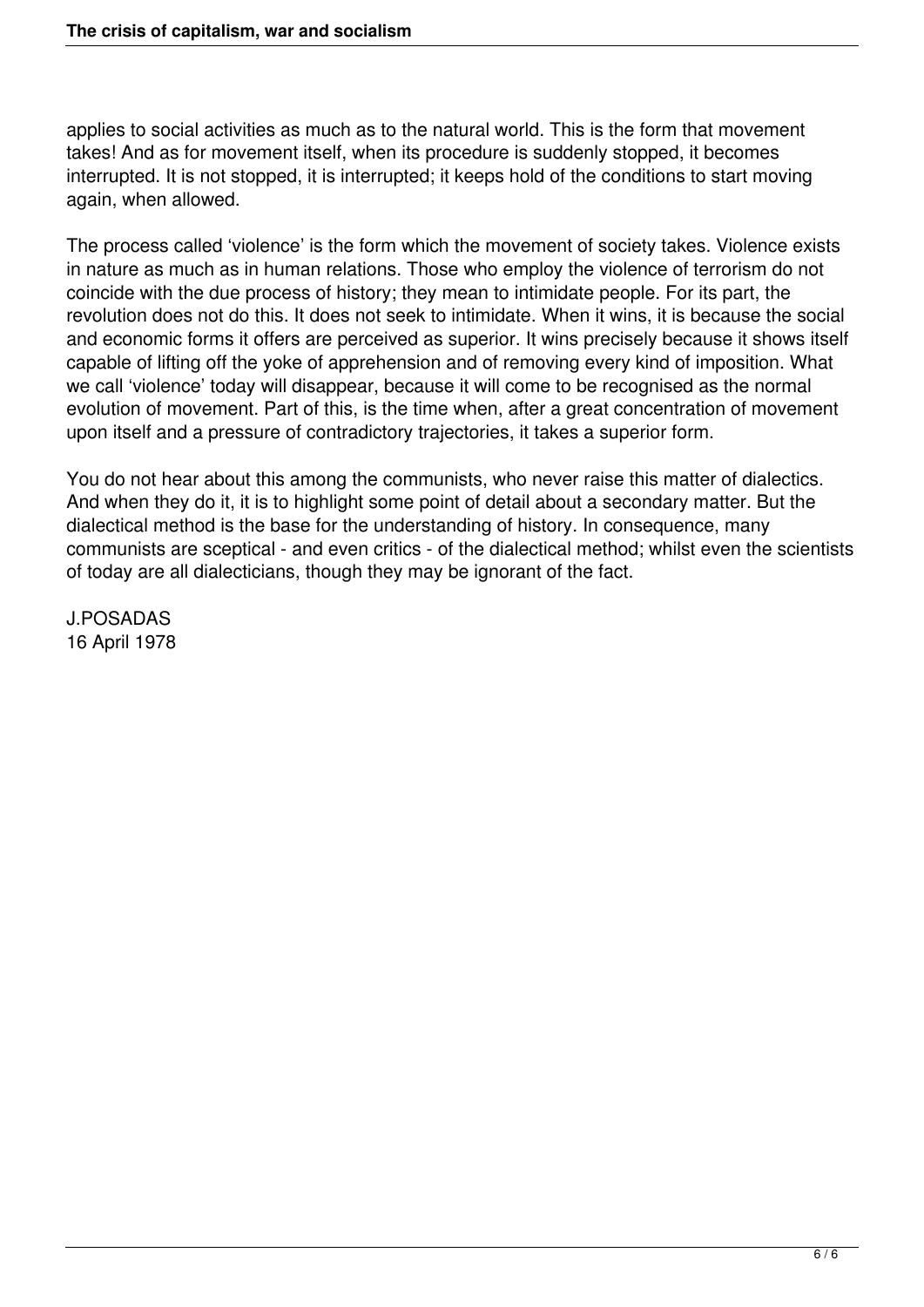applies to social activities as much as to the natural world. This is the form that movement takes! And as for movement itself, when its procedure is suddenly stopped, it becomes interrupted. It is not stopped, it is interrupted; it keeps hold of the conditions to start moving again, when allowed.

The process called 'violence' is the form which the movement of society takes. Violence exists in nature as much as in human relations. Those who employ the violence of terrorism do not coincide with the due process of history; they mean to intimidate people. For its part, the revolution does not do this. It does not seek to intimidate. When it wins, it is because the social and economic forms it offers are perceived as superior. It wins precisely because it shows itself capable of lifting off the yoke of apprehension and of removing every kind of imposition. What we call 'violence' today will disappear, because it will come to be recognised as the normal evolution of movement. Part of this, is the time when, after a great concentration of movement upon itself and a pressure of contradictory trajectories, it takes a superior form.

You do not hear about this among the communists, who never raise this matter of dialectics. And when they do it, it is to highlight some point of detail about a secondary matter. But the dialectical method is the base for the understanding of history. In consequence, many communists are sceptical - and even critics - of the dialectical method; whilst even the scientists of today are all dialecticians, though they may be ignorant of the fact.

J.POSADAS
16 April 1978